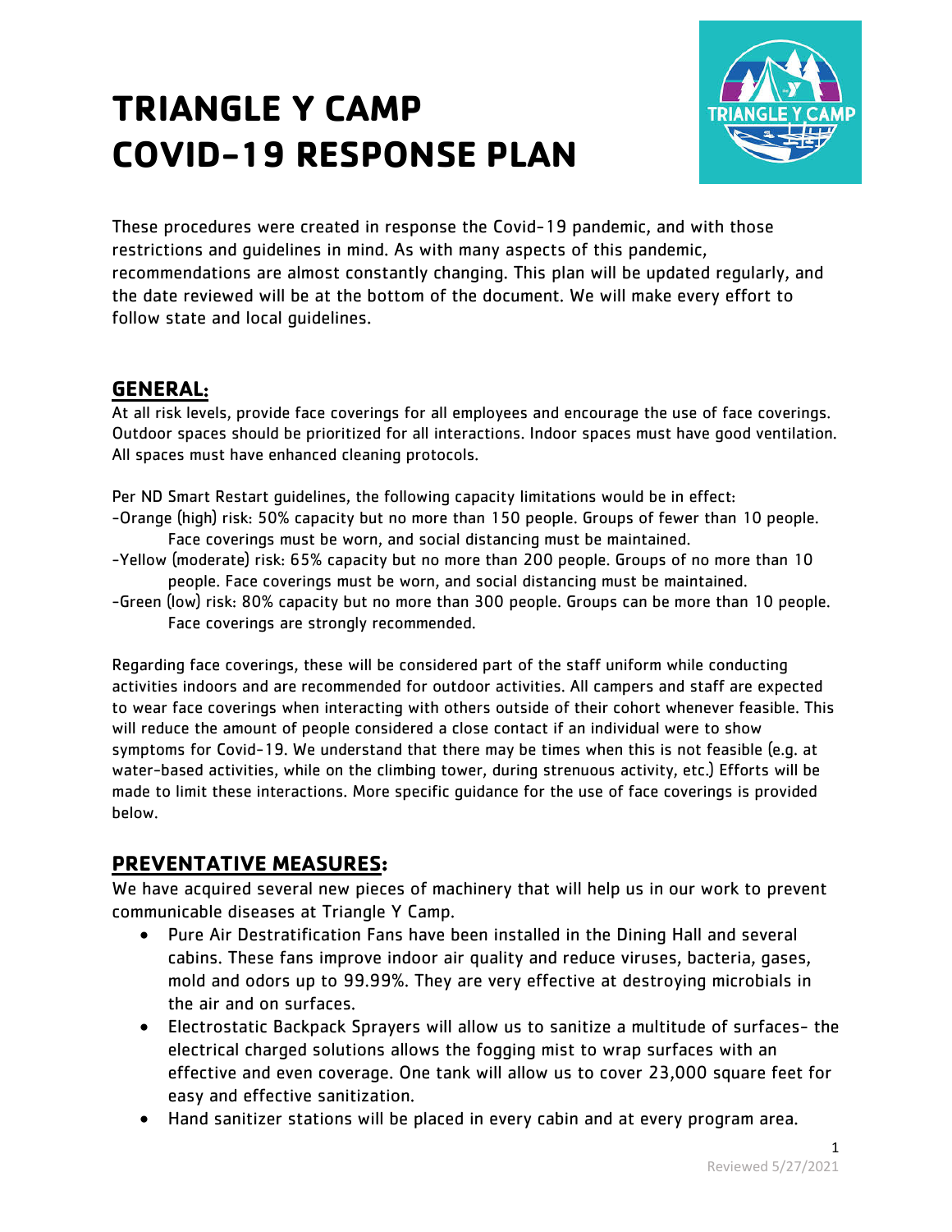# TRIANGLE Y CAMP COVID-19 RESPONSE PLAN

These procedures were created in response the Covid-19 pandemic, and with those restrictions and guidelines in mind. As with many aspects of this pandemic, recommendations are almost constantly changing. This plan will be updated regularly, and the date reviewed will be at the bottom of the document. We will make every effort to follow state and local guidelines.

## GENERAL:

At all risk levels, provide face coverings for all employees and encourage the use of face coverings. Outdoor spaces should be prioritized for all interactions. Indoor spaces must have good ventilation. All spaces must have enhanced cleaning protocols.

Per ND Smart Restart guidelines, the following capacity limitations would be in effect:

-Orange (high) risk: 50% capacity but no more than 150 people. Groups of fewer than 10 people. Face coverings must be worn, and social distancing must be maintained.

-Yellow (moderate) risk: 65% capacity but no more than 200 people. Groups of no more than 10 people. Face coverings must be worn, and social distancing must be maintained.

-Green (low) risk: 80% capacity but no more than 300 people. Groups can be more than 10 people. Face coverings are strongly recommended.

Regarding face coverings, these will be considered part of the staff uniform while conducting activities indoors and are recommended for outdoor activities. All campers and staff are expected to wear face coverings when interacting with others outside of their cohort whenever feasible. This will reduce the amount of people considered a close contact if an individual were to show symptoms for Covid-19. We understand that there may be times when this is not feasible (e.g. at water-based activities, while on the climbing tower, during strenuous activity, etc.) Efforts will be made to limit these interactions. More specific guidance for the use of face coverings is provided below.

## PREVENTATIVE MEASURES:

We have acquired several new pieces of machinery that will help us in our work to prevent communicable diseases at Triangle Y Camp.

- Pure Air Destratification Fans have been installed in the Dining Hall and several cabins. These fans improve indoor air quality and reduce viruses, bacteria, gases, mold and odors up to 99.99%. They are very effective at destroying microbials in the air and on surfaces.
- Electrostatic Backpack Sprayers will allow us to sanitize a multitude of surfaces- the electrical charged solutions allows the fogging mist to wrap surfaces with an effective and even coverage. One tank will allow us to cover 23,000 square feet for easy and effective sanitization.
- Hand sanitizer stations will be placed in every cabin and at every program area.

Reviewed 5/27/2021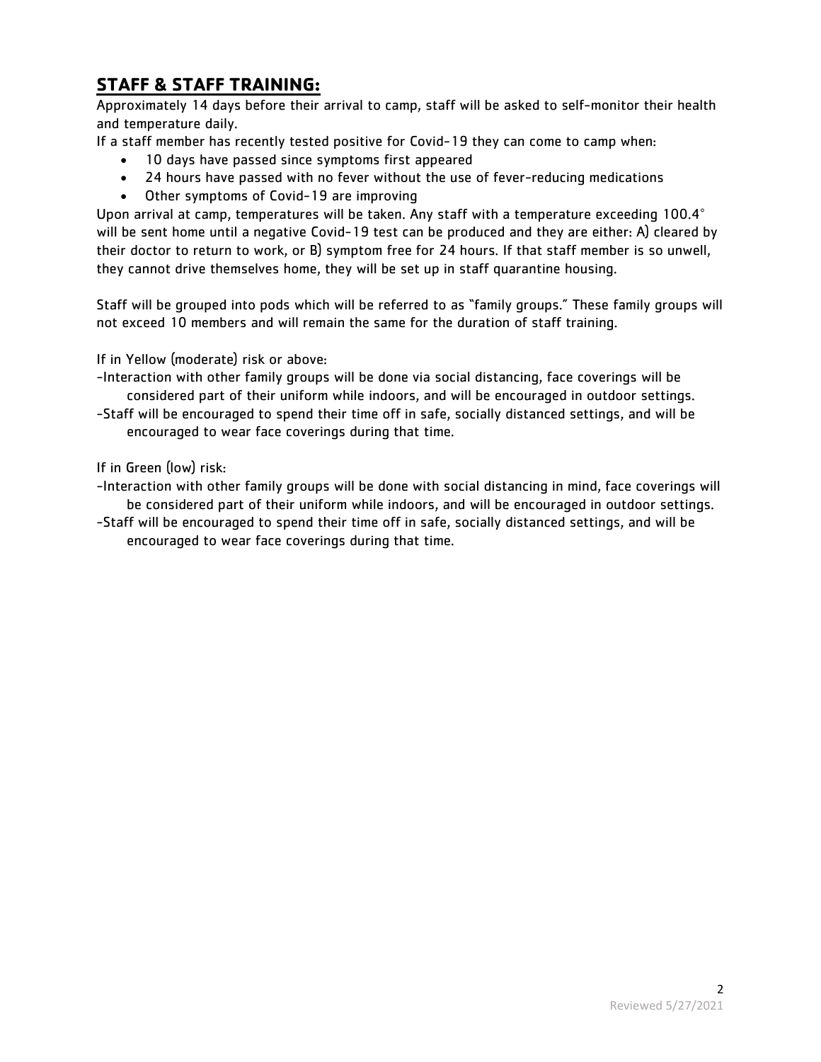## **STAFF & STAFF TRAINING:**

Approximately 14 days before their arrival to camp, staff will be asked to self-monitor their health and temperature daily.

If a staff member has recently tested positive for Covid-19 they can come to camp when:

- 10 days have passed since symptoms first appeared
- 24 hours have passed with no fever without the use of fever-reducing medications
- Other symptoms of Covid-19 are improving

Upon arrival at camp, temperatures will be taken. Any staff with a temperature exceeding 100.4° will be sent home until a negative Covid-19 test can be produced and they are either: A) cleared by their doctor to return to work, or B) symptom free for 24 hours. If that staff member is so unwell, they cannot drive themselves home, they will be set up in staff quarantine housing.

Staff will be grouped into pods which will be referred to as "family groups." These family groups will not exceed 10 members and will remain the same for the duration of staff training.

If in Yellow (moderate) risk or above:

-Interaction with other family groups will be done via social distancing, face coverings will be considered part of their uniform while indoors, and will be encouraged in outdoor settings.

-Staff will be encouraged to spend their time off in safe, socially distanced settings, and will be encouraged to wear face coverings during that time.

If in Green (low) risk:

-Interaction with other family groups will be done with social distancing in mind, face coverings will be considered part of their uniform while indoors, and will be encouraged in outdoor settings.

-Staff will be encouraged to spend their time off in safe, socially distanced settings, and will be encouraged to wear face coverings during that time.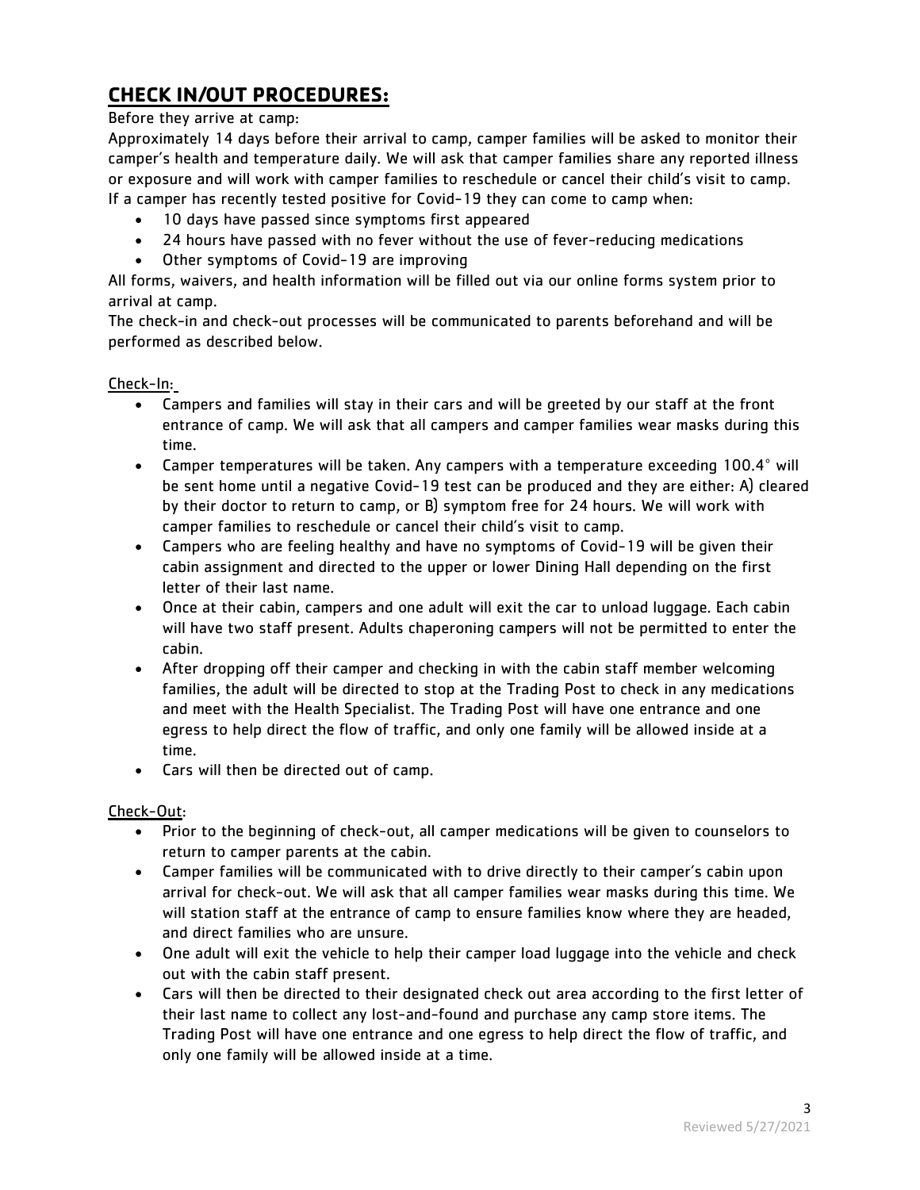## CHECK IN/OUT PROCEDURES:

Before they arrive at camp:

Approximately 14 days before their arrival to camp, camper families will be asked to monitor their camper's health and temperature daily. We will ask that camper families share any reported illness or exposure and will work with camper families to reschedule or cancel their child's visit to camp.

If a camper has recently tested positive for Covid-19 they can come to camp when:

- 10 days have passed since symptoms first appeared
- 24 hours have passed with no fever without the use of fever-reducing medications
- Other symptoms of Covid-19 are improving

All forms, waivers, and health information will be filled out via our online forms system prior to arrival at camp.

The check-in and check-out processes will be communicated to parents beforehand and will be performed as described below.

Check-In:

- Campers and families will stay in their cars and will be greeted by our staff at the front entrance of camp. We will ask that all campers and camper families wear masks during this time.
- Camper temperatures will be taken. Any campers with a temperature exceeding 100.4° will be sent home until a negative Covid-19 test can be produced and they are either: A) cleared by their doctor to return to camp, or B) symptom free for 24 hours. We will work with camper families to reschedule or cancel their child's visit to camp.
- Campers who are feeling healthy and have no symptoms of Covid-19 will be given their cabin assignment and directed to the upper or lower Dining Hall depending on the first letter of their last name.
- Once at their cabin, campers and one adult will exit the car to unload luggage. Each cabin will have two staff present. Adults chaperoning campers will not be permitted to enter the cabin.
- After dropping off their camper and checking in with the cabin staff member welcoming families, the adult will be directed to stop at the Trading Post to check in any medications and meet with the Health Specialist. The Trading Post will have one entrance and one egress to help direct the flow of traffic, and only one family will be allowed inside at a time.
- Cars will then be directed out of camp.

Check-Out:

- Prior to the beginning of check-out, all camper medications will be given to counselors to return to camper parents at the cabin.
- Camper families will be communicated with to drive directly to their camper's cabin upon arrival for check-out. We will ask that all camper families wear masks during this time. We will station staff at the entrance of camp to ensure families know where they are headed, and direct families who are unsure.
- One adult will exit the vehicle to help their camper load luggage into the vehicle and check out with the cabin staff present.
- Cars will then be directed to their designated check out area according to the first letter of their last name to collect any lost-and-found and purchase any camp store items. The Trading Post will have one entrance and one egress to help direct the flow of traffic, and only one family will be allowed inside at a time.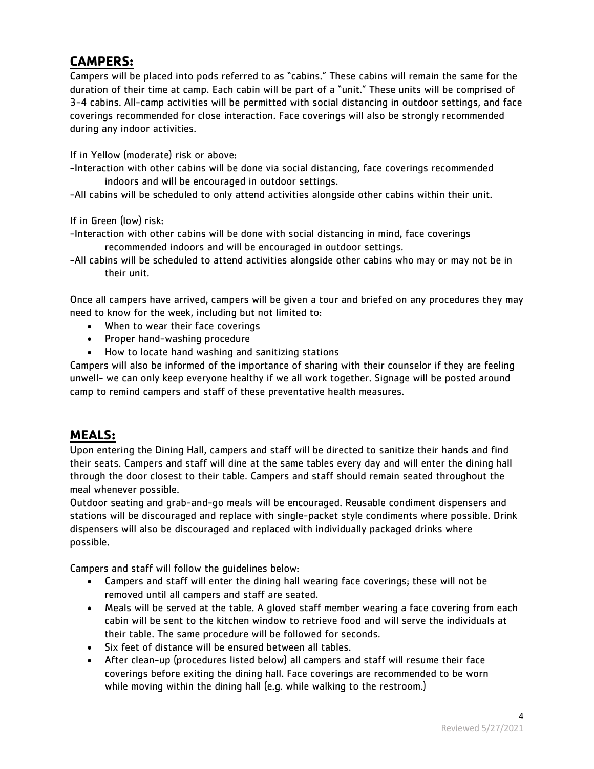## **CAMPERS:**

Campers will be placed into pods referred to as "cabins." These cabins will remain the same for the duration of their time at camp. Each cabin will be part of a "unit." These units will be comprised of 3-4 cabins. All-camp activities will be permitted with social distancing in outdoor settings, and face coverings recommended for close interaction. Face coverings will also be strongly recommended during any indoor activities.

If in Yellow (moderate) risk or above:

-Interaction with other cabins will be done via social distancing, face coverings recommended indoors and will be encouraged in outdoor settings.

-All cabins will be scheduled to only attend activities alongside other cabins within their unit.

If in Green (low) risk:

-Interaction with other cabins will be done with social distancing in mind, face coverings recommended indoors and will be encouraged in outdoor settings.

-All cabins will be scheduled to attend activities alongside other cabins who may or may not be in their unit.

Once all campers have arrived, campers will be given a tour and briefed on any procedures they may need to know for the week, including but not limited to:

- When to wear their face coverings
- Proper hand-washing procedure
- How to locate hand washing and sanitizing stations

Campers will also be informed of the importance of sharing with their counselor if they are feeling unwell- we can only keep everyone healthy if we all work together. Signage will be posted around camp to remind campers and staff of these preventative health measures.

## **MEALS:**

Upon entering the Dining Hall, campers and staff will be directed to sanitize their hands and find their seats. Campers and staff will dine at the same tables every day and will enter the dining hall through the door closest to their table. Campers and staff should remain seated throughout the meal whenever possible.

Outdoor seating and grab-and-go meals will be encouraged. Reusable condiment dispensers and stations will be discouraged and replace with single-packet style condiments where possible. Drink dispensers will also be discouraged and replaced with individually packaged drinks where possible.

Campers and staff will follow the guidelines below:

- Campers and staff will enter the dining hall wearing face coverings; these will not be removed until all campers and staff are seated.
- Meals will be served at the table. A gloved staff member wearing a face covering from each cabin will be sent to the kitchen window to retrieve food and will serve the individuals at their table. The same procedure will be followed for seconds.
- Six feet of distance will be ensured between all tables.
- After clean-up (procedures listed below) all campers and staff will resume their face coverings before exiting the dining hall. Face coverings are recommended to be worn while moving within the dining hall (e.g. while walking to the restroom.)

Reviewed 5/27/2021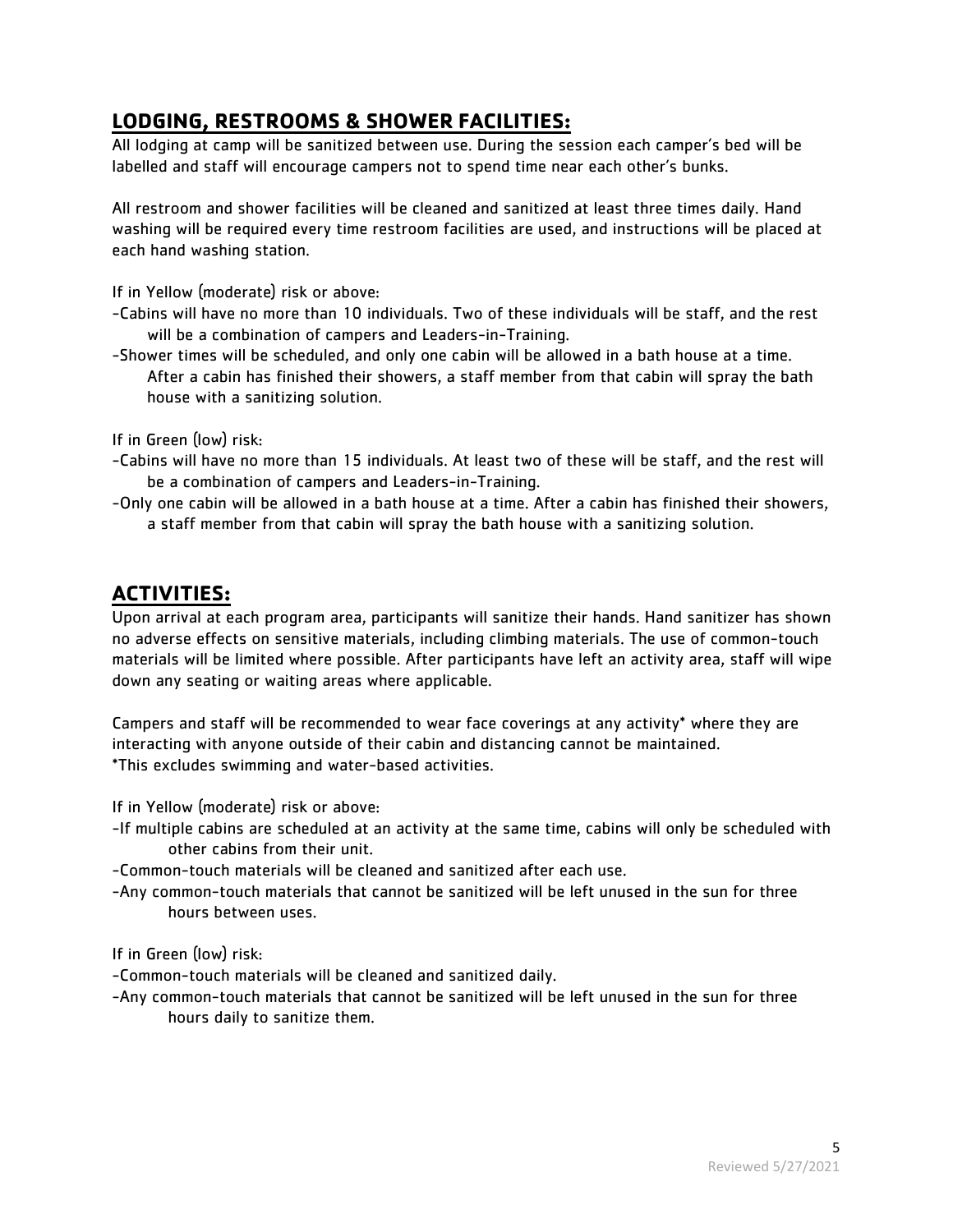## **LODGING, RESTROOMS & SHOWER FACILITIES:**

All lodging at camp will be sanitized between use. During the session each camper's bed will be labelled and staff will encourage campers not to spend time near each other's bunks.

All restroom and shower facilities will be cleaned and sanitized at least three times daily. Hand washing will be required every time restroom facilities are used, and instructions will be placed at each hand washing station.

If in Yellow (moderate) risk or above:

- -Cabins will have no more than 10 individuals. Two of these individuals will be staff, and the rest will be a combination of campers and Leaders-in-Training.
- -Shower times will be scheduled, and only one cabin will be allowed in a bath house at a time. After a cabin has finished their showers, a staff member from that cabin will spray the bath house with a sanitizing solution.

If in Green (low) risk:

- -Cabins will have no more than 15 individuals. At least two of these will be staff, and the rest will be a combination of campers and Leaders-in-Training.
- -Only one cabin will be allowed in a bath house at a time. After a cabin has finished their showers, a staff member from that cabin will spray the bath house with a sanitizing solution.

## **ACTIVITIES:**

Upon arrival at each program area, participants will sanitize their hands. Hand sanitizer has shown no adverse effects on sensitive materials, including climbing materials. The use of common-touch materials will be limited where possible. After participants have left an activity area, staff will wipe down any seating or waiting areas where applicable.

Campers and staff will be recommended to wear face coverings at any activity* where they are interacting with anyone outside of their cabin and distancing cannot be maintained.
*This excludes swimming and water-based activities.

If in Yellow (moderate) risk or above:

- -If multiple cabins are scheduled at an activity at the same time, cabins will only be scheduled with other cabins from their unit.
- -Common-touch materials will be cleaned and sanitized after each use.
- -Any common-touch materials that cannot be sanitized will be left unused in the sun for three hours between uses.

If in Green (low) risk:

- -Common-touch materials will be cleaned and sanitized daily.
- -Any common-touch materials that cannot be sanitized will be left unused in the sun for three hours daily to sanitize them.

Reviewed 5/27/2021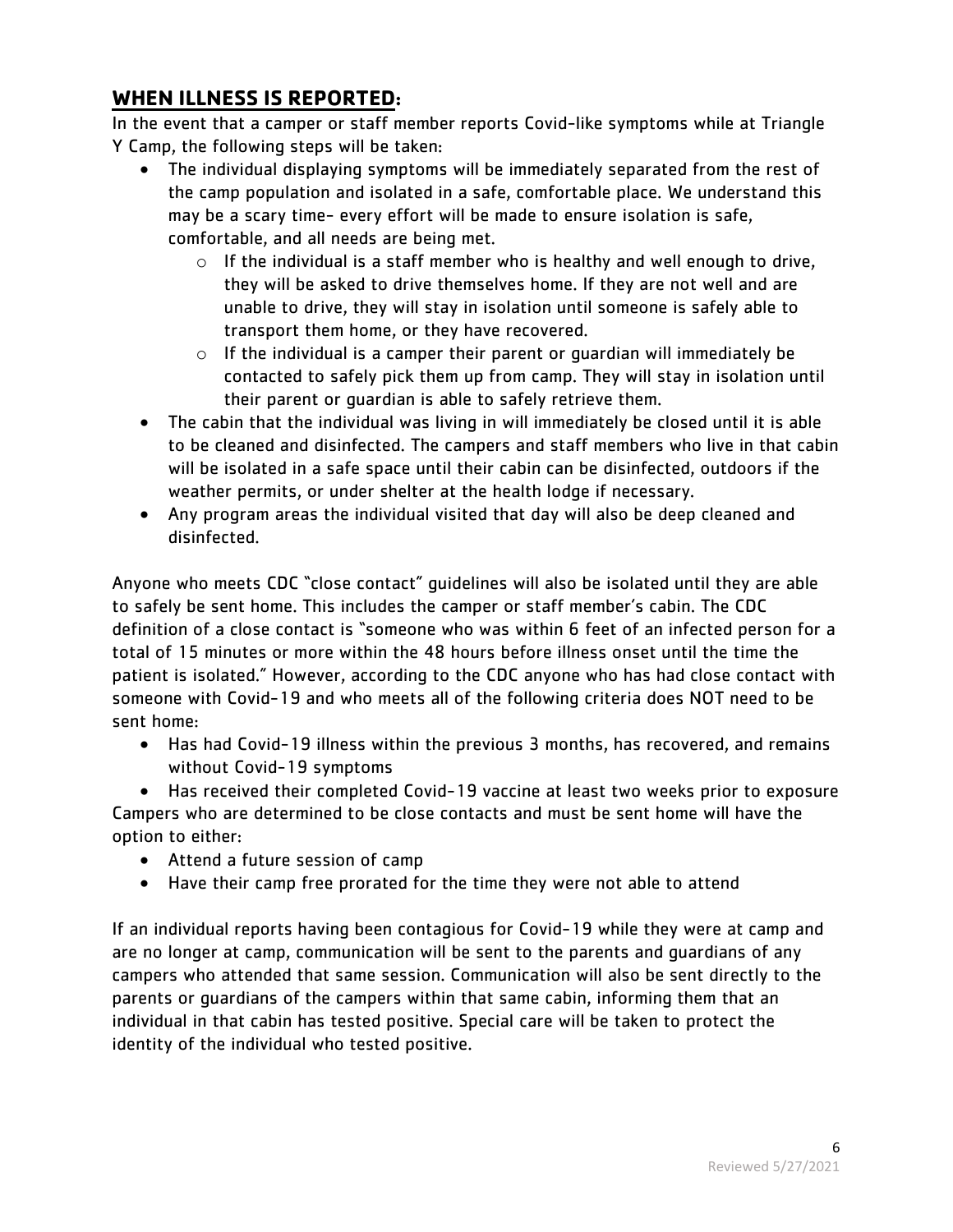## **WHEN ILLNESS IS REPORTED:**

In the event that a camper or staff member reports Covid-like symptoms while at Triangle Y Camp, the following steps will be taken:

- The individual displaying symptoms will be immediately separated from the rest of the camp population and isolated in a safe, comfortable place. We understand this may be a scary time- every effort will be made to ensure isolation is safe, comfortable, and all needs are being met.
  - If the individual is a staff member who is healthy and well enough to drive, they will be asked to drive themselves home. If they are not well and are unable to drive, they will stay in isolation until someone is safely able to transport them home, or they have recovered.
  - If the individual is a camper their parent or guardian will immediately be contacted to safely pick them up from camp. They will stay in isolation until their parent or guardian is able to safely retrieve them.
- The cabin that the individual was living in will immediately be closed until it is able to be cleaned and disinfected. The campers and staff members who live in that cabin will be isolated in a safe space until their cabin can be disinfected, outdoors if the weather permits, or under shelter at the health lodge if necessary.
- Any program areas the individual visited that day will also be deep cleaned and disinfected.

Anyone who meets CDC "close contact" guidelines will also be isolated until they are able to safely be sent home. This includes the camper or staff member's cabin. The CDC definition of a close contact is "someone who was within 6 feet of an infected person for a total of 15 minutes or more within the 48 hours before illness onset until the time the patient is isolated." However, according to the CDC anyone who has had close contact with someone with Covid-19 and who meets all of the following criteria does NOT need to be sent home:

- Has had Covid-19 illness within the previous 3 months, has recovered, and remains without Covid-19 symptoms
- Has received their completed Covid-19 vaccine at least two weeks prior to exposure

Campers who are determined to be close contacts and must be sent home will have the option to either:

- Attend a future session of camp
- Have their camp free prorated for the time they were not able to attend

If an individual reports having been contagious for Covid-19 while they were at camp and are no longer at camp, communication will be sent to the parents and guardians of any campers who attended that same session. Communication will also be sent directly to the parents or guardians of the campers within that same cabin, informing them that an individual in that cabin has tested positive. Special care will be taken to protect the identity of the individual who tested positive.

Reviewed 5/27/2021